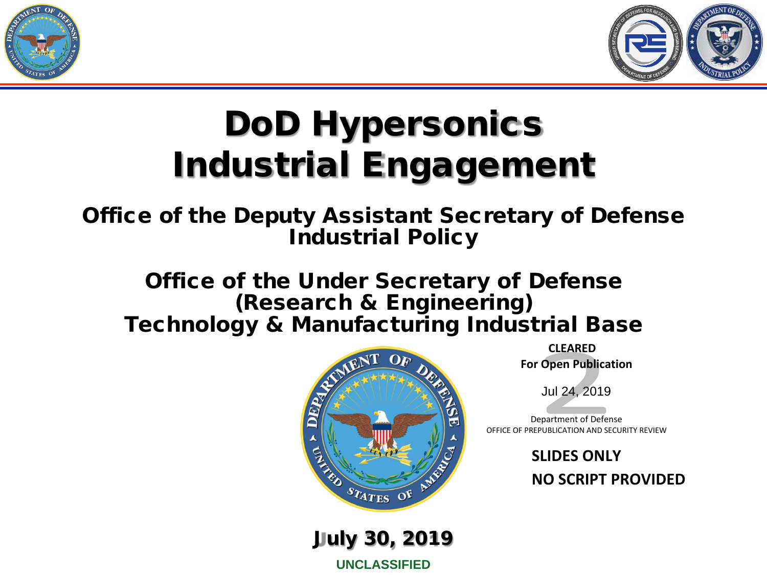# DoD Hypersonics Industrial Engagement

## Office of the Deputy Assistant Secretary of Defense Industrial Policy

## Office of the Under Secretary of Defense (Research & Engineering) Technology & Manufacturing Industrial Base

**CLEARED**
**For Open Publication**

Jul 24, 2019

Department of Defense
OFFICE OF PREPUBLICATION AND SECURITY REVIEW

**SLIDES ONLY**
**NO SCRIPT PROVIDED**

**July 30, 2019**

**UNCLASSIFIED**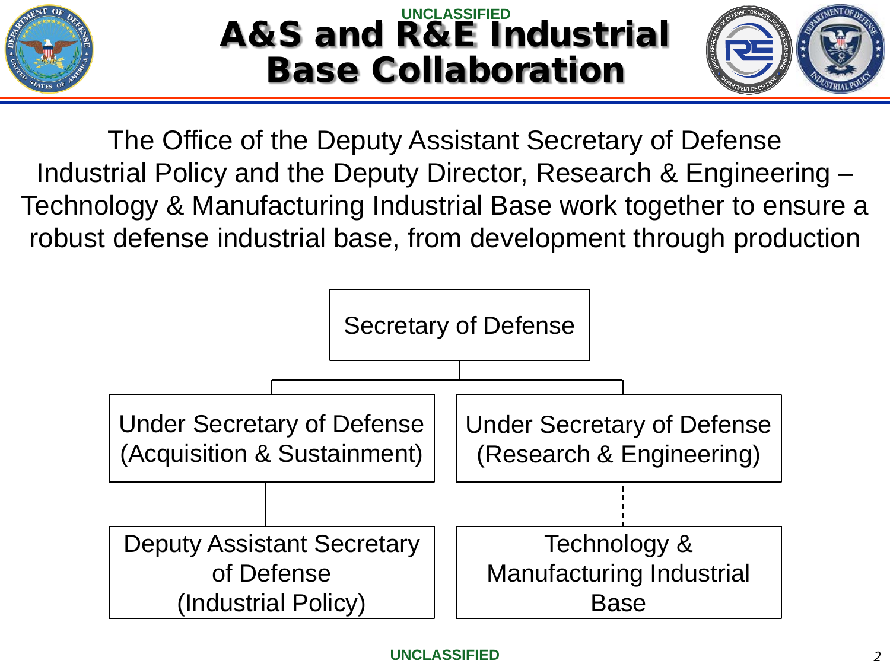# A&S and R&E Industrial Base Collaboration

The Office of the Deputy Assistant Secretary of Defense Industrial Policy and the Deputy Director, Research & Engineering – Technology & Manufacturing Industrial Base work together to ensure a robust defense industrial base, from development through production

Secretary of Defense

Under Secretary of Defense (Acquisition & Sustainment)

Under Secretary of Defense (Research & Engineering)

Deputy Assistant Secretary of Defense (Industrial Policy)

Technology & Manufacturing Industrial Base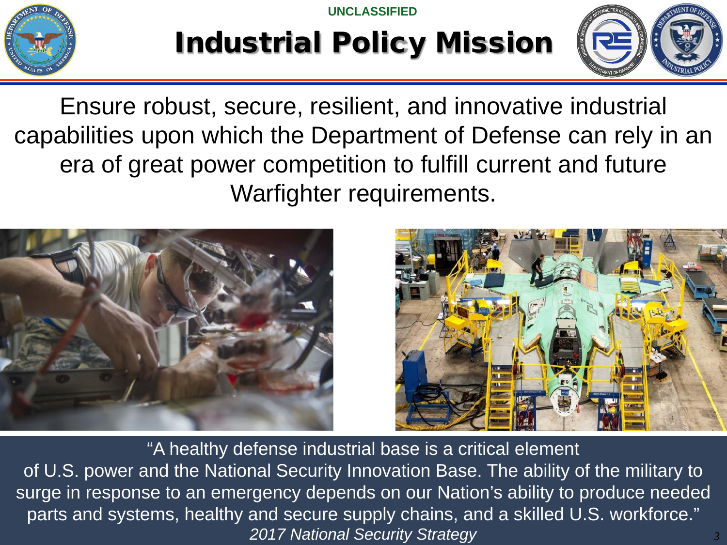UNCLASSIFIED

# Industrial Policy Mission

Ensure robust, secure, resilient, and innovative industrial capabilities upon which the Department of Defense can rely in an era of great power competition to fulfill current and future Warfighter requirements.

"A healthy defense industrial base is a critical element of U.S. power and the National Security Innovation Base. The ability of the military to surge in response to an emergency depends on our Nation's ability to produce needed parts and systems, healthy and secure supply chains, and a skilled U.S. workforce."
*2017 National Security Strategy*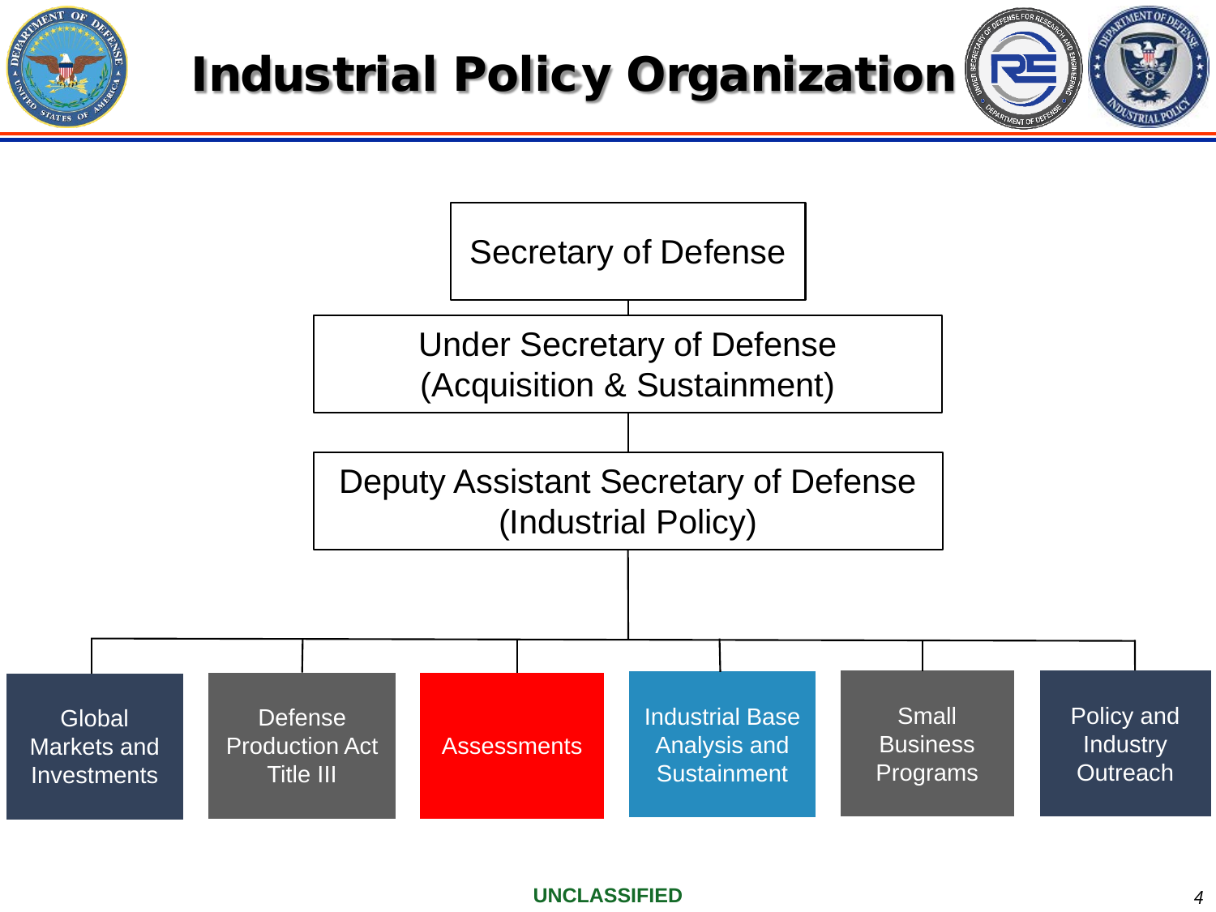# Industrial Policy Organization

- Secretary of Defense
  - Under Secretary of Defense (Acquisition & Sustainment)
    - Deputy Assistant Secretary of Defense (Industrial Policy)
      - Global Markets and Investments
      - Defense Production Act Title III
      - Assessments
      - Industrial Base Analysis and Sustainment
      - Small Business Programs
      - Policy and Industry Outreach

UNCLASSIFIED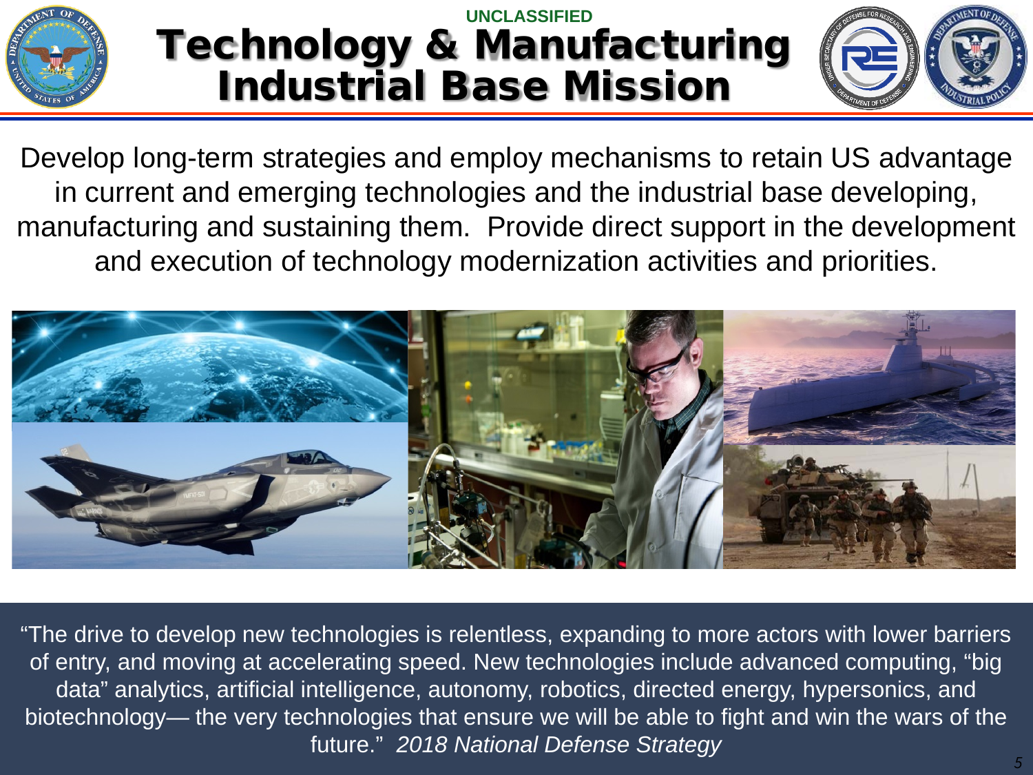UNCLASSIFIED

# Technology & Manufacturing Industrial Base Mission

Develop long-term strategies and employ mechanisms to retain US advantage in current and emerging technologies and the industrial base developing, manufacturing and sustaining them. Provide direct support in the development and execution of technology modernization activities and priorities.

"The drive to develop new technologies is relentless, expanding to more actors with lower barriers of entry, and moving at accelerating speed. New technologies include advanced computing, "big data" analytics, artificial intelligence, autonomy, robotics, directed energy, hypersonics, and biotechnology— the very technologies that ensure we will be able to fight and win the wars of the future." *2018 National Defense Strategy*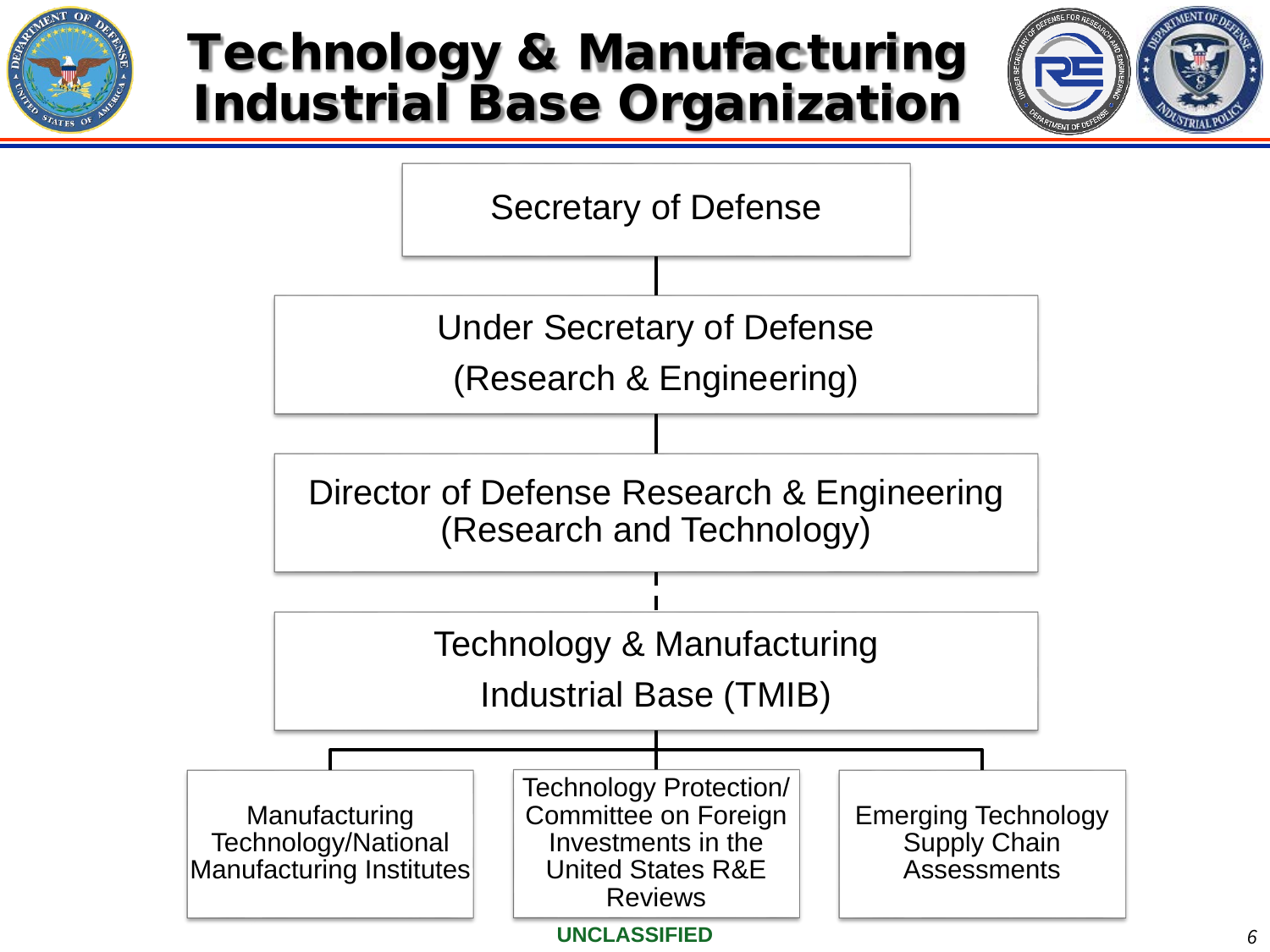# Technology & Manufacturing Industrial Base Organization

- Secretary of Defense
  - Under Secretary of Defense (Research & Engineering)
    - Director of Defense Research & Engineering (Research and Technology)
      - Technology & Manufacturing Industrial Base (TMIB)
        - Manufacturing Technology/National Manufacturing Institutes
        - Technology Protection/ Committee on Foreign Investments in the United States R&E Reviews
        - Emerging Technology Supply Chain Assessments

UNCLASSIFIED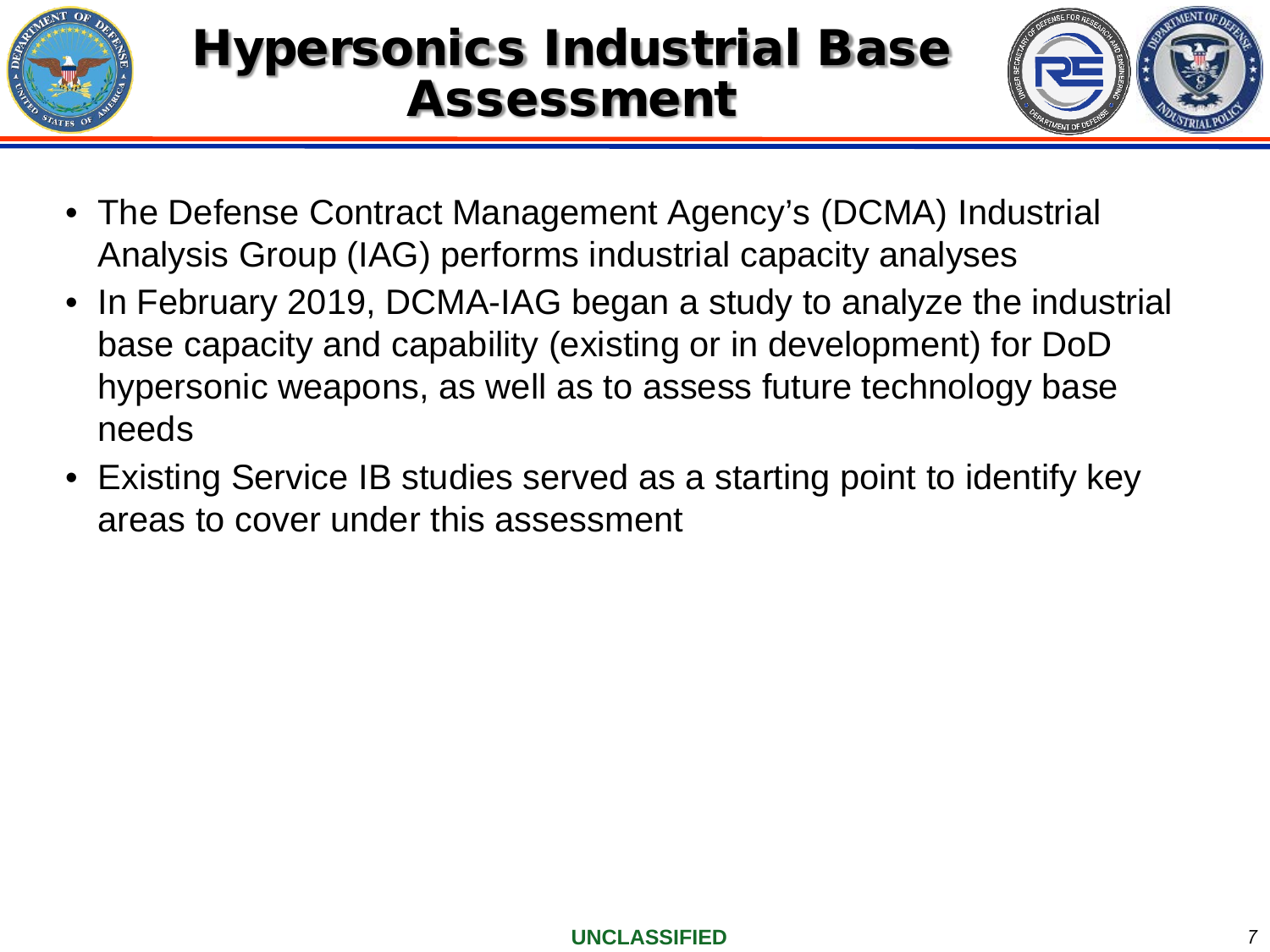# Hypersonics Industrial Base Assessment

- The Defense Contract Management Agency's (DCMA) Industrial Analysis Group (IAG) performs industrial capacity analyses
- In February 2019, DCMA-IAG began a study to analyze the industrial base capacity and capability (existing or in development) for DoD hypersonic weapons, as well as to assess future technology base needs
- Existing Service IB studies served as a starting point to identify key areas to cover under this assessment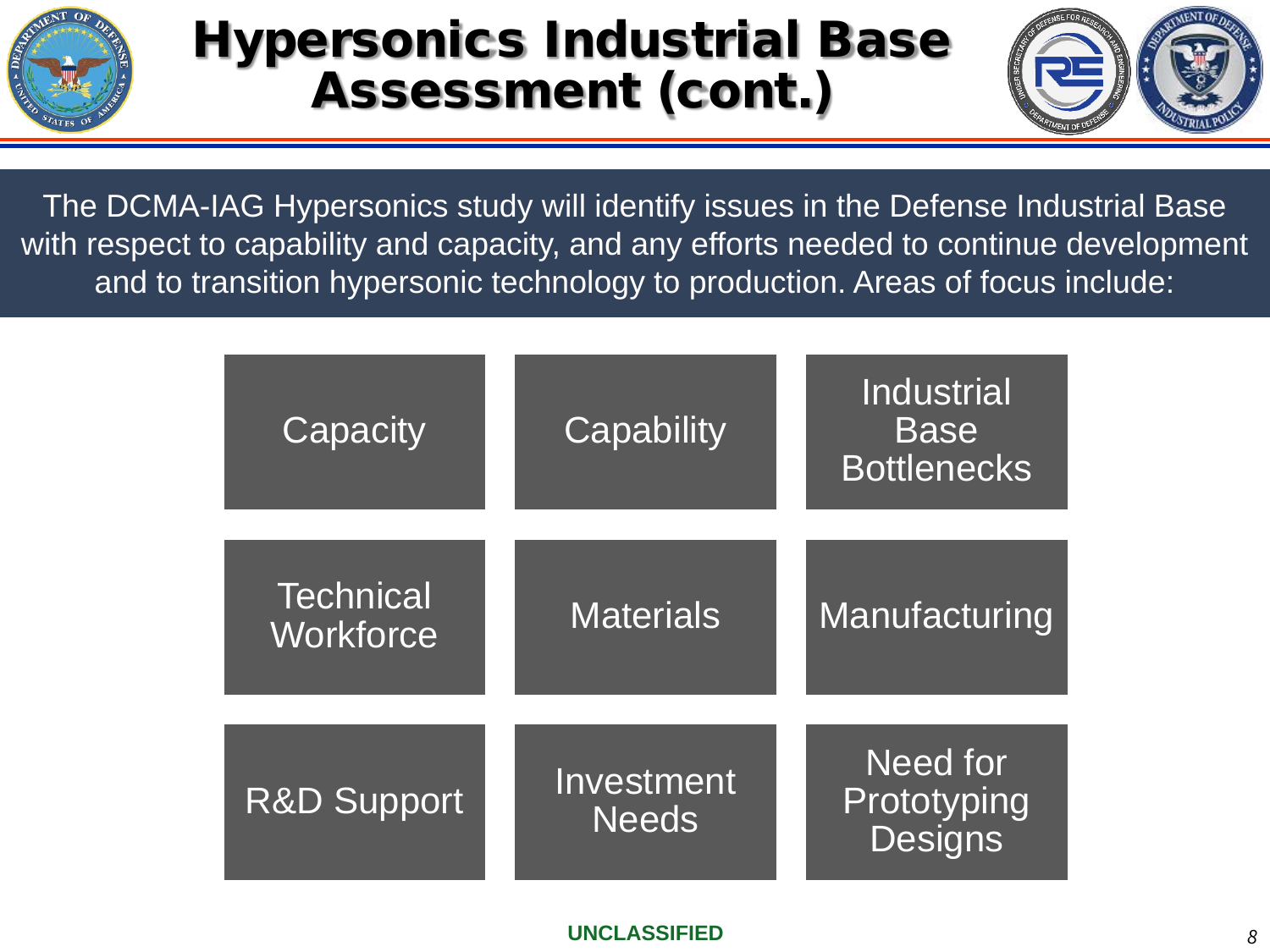# Hypersonics Industrial Base Assessment (cont.)

The DCMA-IAG Hypersonics study will identify issues in the Defense Industrial Base with respect to capability and capacity, and any efforts needed to continue development and to transition hypersonic technology to production. Areas of focus include:

| | | |
|---|---|---|
| Capacity | Capability | Industrial Base Bottlenecks |
| Technical Workforce | Materials | Manufacturing |
| R&D Support | Investment Needs | Need for Prototyping Designs |

**UNCLASSIFIED**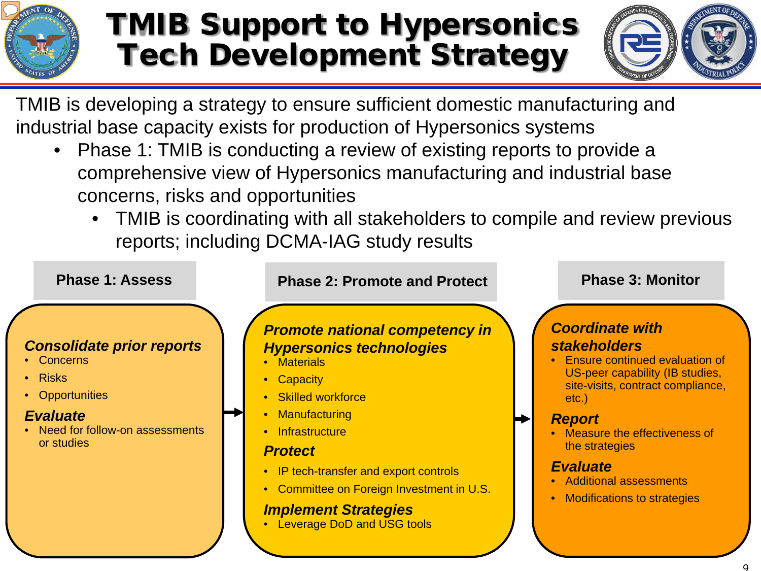# TMIB Support to Hypersonics Tech Development Strategy

TMIB is developing a strategy to ensure sufficient domestic manufacturing and industrial base capacity exists for production of Hypersonics systems

- Phase 1: TMIB is conducting a review of existing reports to provide a comprehensive view of Hypersonics manufacturing and industrial base concerns, risks and opportunities
  - TMIB is coordinating with all stakeholders to compile and review previous reports; including DCMA-IAG study results

## Phase 1: Assess

***Consolidate prior reports***

- Concerns
- Risks
- Opportunities

***Evaluate***

- Need for follow-on assessments or studies

## Phase 2: Promote and Protect

***Promote national competency in Hypersonics technologies***

- Materials
- Capacity
- Skilled workforce
- Manufacturing
- Infrastructure

***Protect***

- IP tech-transfer and export controls
- Committee on Foreign Investment in U.S.

***Implement Strategies***

- Leverage DoD and USG tools

## Phase 3: Monitor

***Coordinate with stakeholders***

- Ensure continued evaluation of US-peer capability (IB studies, site-visits, contract compliance, etc.)

***Report***

- Measure the effectiveness of the strategies

***Evaluate***

- Additional assessments
- Modifications to strategies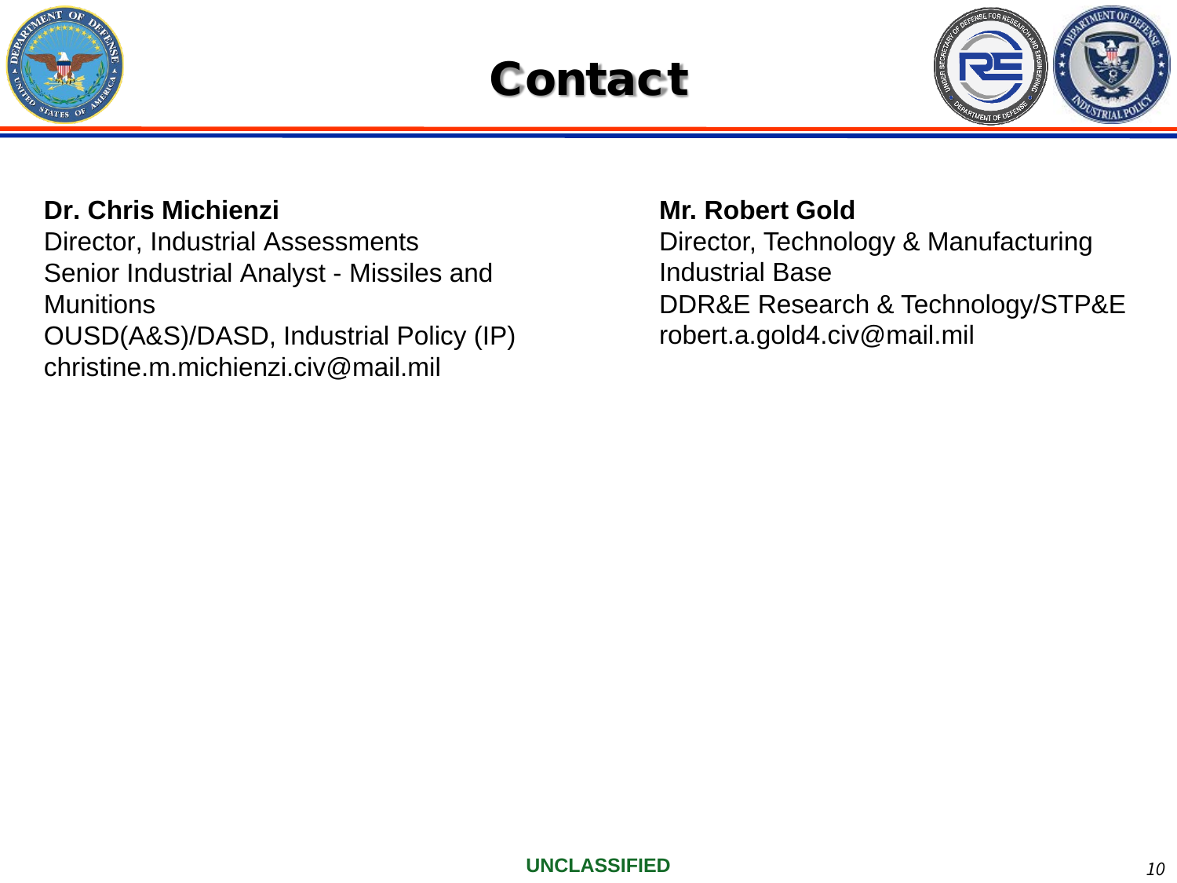# Contact

**Dr. Chris Michienzi**
Director, Industrial Assessments
Senior Industrial Analyst - Missiles and Munitions
OUSD(A&S)/DASD, Industrial Policy (IP)
christine.m.michienzi.civ@mail.mil

**Mr. Robert Gold**
Director, Technology & Manufacturing Industrial Base
DDR&E Research & Technology/STP&E
robert.a.gold4.civ@mail.mil

**UNCLASSIFIED**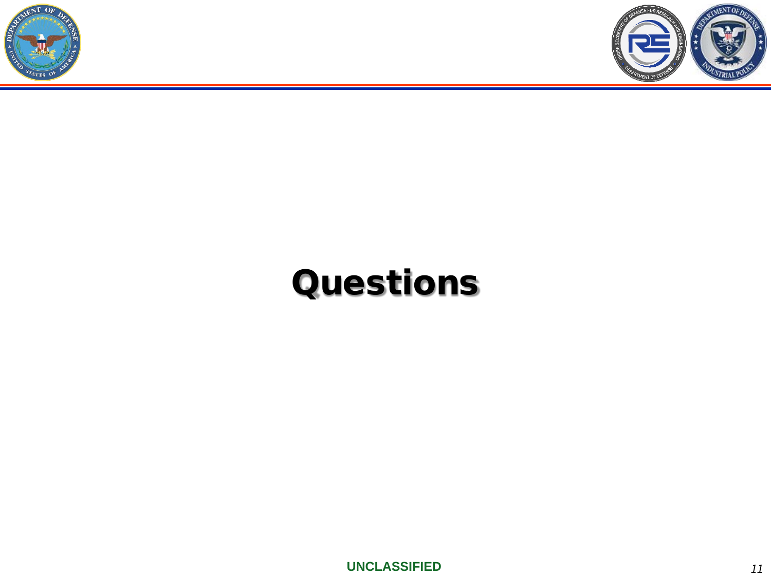# Questions

UNCLASSIFIED